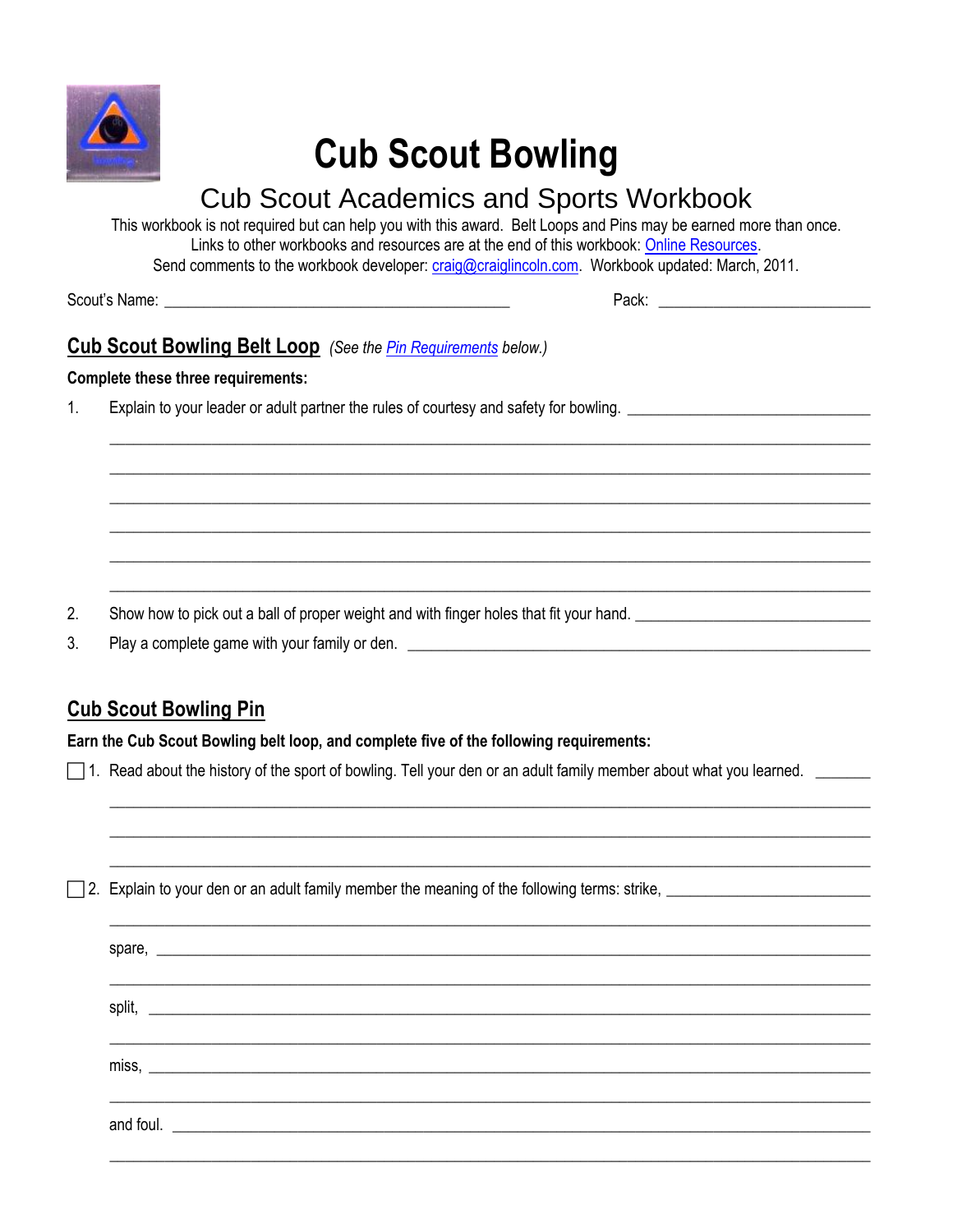# Cub Scout Bowling

## Cub Scout Academics and Sports Workbook

This workbook is not required but can help you with this award. Belt Loops and Pins may be earned more than once.
Links to other workbooks and resources are at the end of this workbook: Online Resources.
Send comments to the workbook developer: craig@craiglincoln.com. Workbook updated: March, 2011.

Scout's Name: ________________________________________ Pack: ________________________

## Cub Scout Bowling Belt Loop *(See the Pin Requirements below.)*

**Complete these three requirements:**

1. Explain to your leader or adult partner the rules of courtesy and safety for bowling. ____________________________

____________________________________________________________________________________

____________________________________________________________________________________

____________________________________________________________________________________

____________________________________________________________________________________

____________________________________________________________________________________

____________________________________________________________________________________

2. Show how to pick out a ball of proper weight and with finger holes that fit your hand. ___________________________
3. Play a complete game with your family or den. _____________________________________________________

## Cub Scout Bowling Pin

**Earn the Cub Scout Bowling belt loop, and complete five of the following requirements:**

☐ 1. Read about the history of the sport of bowling. Tell your den or an adult family member about what you learned. _______

____________________________________________________________________________________

____________________________________________________________________________________

____________________________________________________________________________________

☐ 2. Explain to your den or an adult family member the meaning of the following terms: strike, _______________________

____________________________________________________________________________________

spare, _______________________________________________________________________________

____________________________________________________________________________________

split, ________________________________________________________________________________

____________________________________________________________________________________

miss, ________________________________________________________________________________

____________________________________________________________________________________

and foul. _____________________________________________________________________________

____________________________________________________________________________________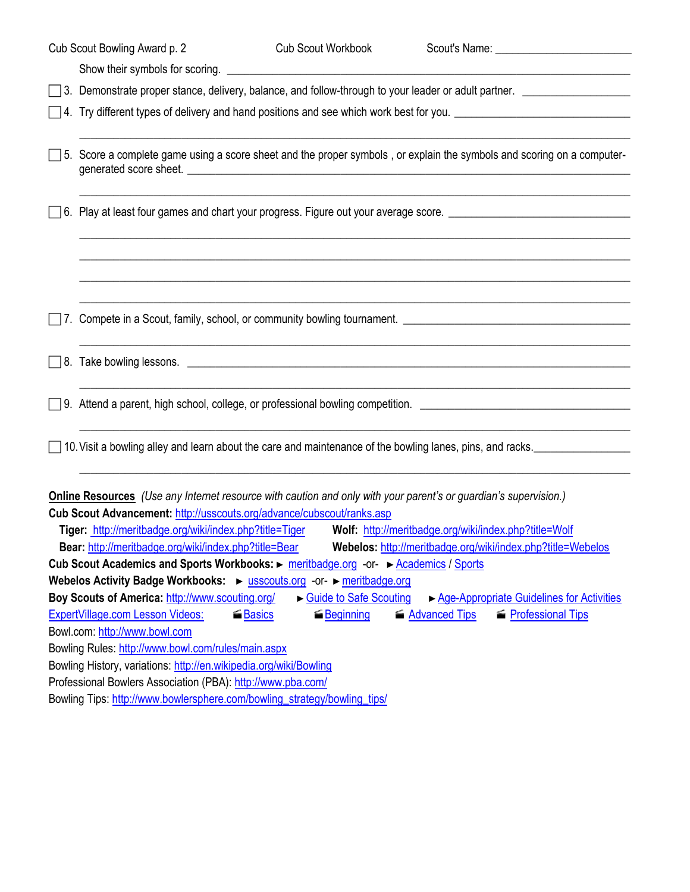Show their symbols for scoring. ______________________________________________

- [ ] 3. Demonstrate proper stance, delivery, balance, and follow-through to your leader or adult partner. ____________
- [ ] 4. Try different types of delivery and hand positions and see which work best for you. ______________________

______________________________________________________________________________

- [ ] 5. Score a complete game using a score sheet and the proper symbols , or explain the symbols and scoring on a computer-generated score sheet. ____________________________________________________________

______________________________________________________________________________

- [ ] 6. Play at least four games and chart your progress. Figure out your average score. _____________________

______________________________________________________________________________

______________________________________________________________________________

______________________________________________________________________________

______________________________________________________________________________

- [ ] 7. Compete in a Scout, family, school, or community bowling tournament. __________________________

______________________________________________________________________________

- [ ] 8. Take bowling lessons. ________________________________________________________________

______________________________________________________________________________

- [ ] 9. Attend a parent, high school, college, or professional bowling competition. _______________________

______________________________________________________________________________

- [ ] 10. Visit a bowling alley and learn about the care and maintenance of the bowling lanes, pins, and racks.__________

______________________________________________________________________________

**Online Resources** *(Use any Internet resource with caution and only with your parent's or guardian's supervision.)*

**Cub Scout Advancement:** http://usscouts.org/advance/cubscout/ranks.asp

**Tiger:** http://meritbadge.org/wiki/index.php?title=Tiger  **Wolf:** http://meritbadge.org/wiki/index.php?title=Wolf

**Bear:** http://meritbadge.org/wiki/index.php?title=Bear  **Webelos:** http://meritbadge.org/wiki/index.php?title=Webelos

**Cub Scout Academics and Sports Workbooks:** ► meritbadge.org -or- ► Academics / Sports

**Webelos Activity Badge Workbooks:** ► usscouts.org -or- ► meritbadge.org

**Boy Scouts of America:** http://www.scouting.org/ ► Guide to Safe Scouting ► Age-Appropriate Guidelines for Activities

ExpertVillage.com Lesson Videos: Basics  Beginning  Advanced Tips  Professional Tips

Bowl.com: http://www.bowl.com

Bowling Rules: http://www.bowl.com/rules/main.aspx

Bowling History, variations: http://en.wikipedia.org/wiki/Bowling

Professional Bowlers Association (PBA): http://www.pba.com/

Bowling Tips: http://www.bowlersphere.com/bowling_strategy/bowling_tips/